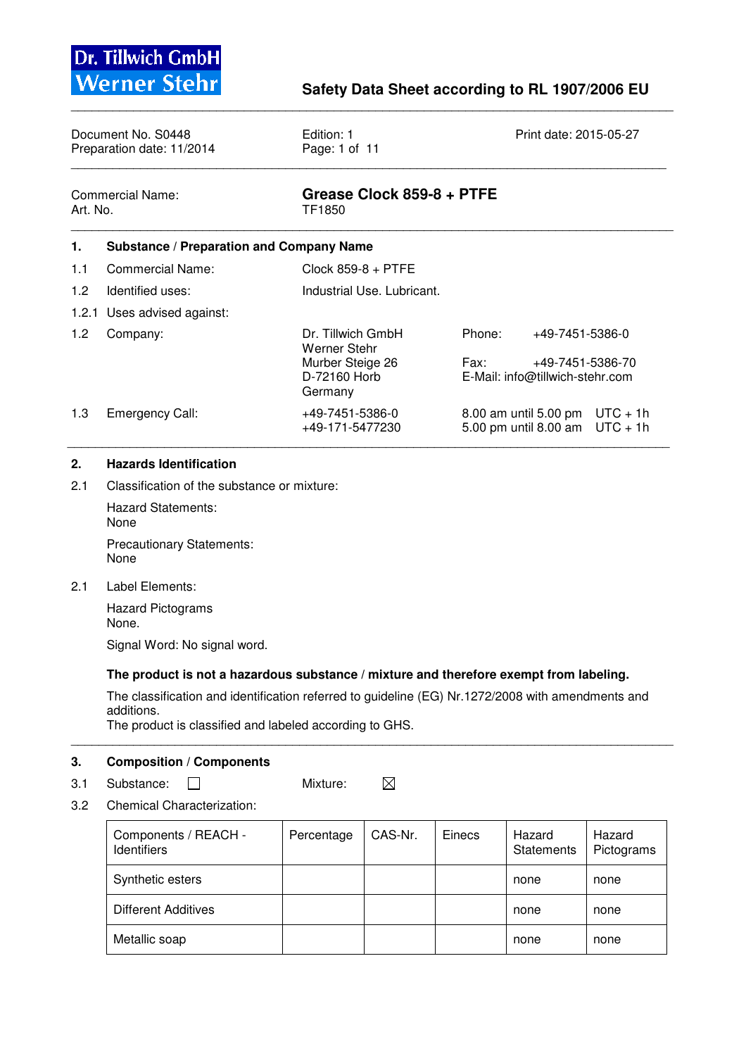**Dr. Tillwich GmbH**
**Werner Stehr**

## Safety Data Sheet according to RL 1907/2006 EU

Document No. S0448 | Edition: 1 | Print date: 2015-05-27
Preparation date: 11/2014

Commercial Name: **Grease Clock 859-8 + PTFE**
Art. No. TF1850

### 1. Substance / Preparation and Company Name

1.1 Commercial Name: Clock 859-8 + PTFE

1.2 Identified uses: Industrial Use. Lubricant.

1.2.1 Uses advised against:

1.2 Company: Dr. Tillwich GmbH
Werner Stehr
Murber Steige 26
D-72160 Horb
Germany

Phone: +49-7451-5386-0
Fax: +49-7451-5386-70
E-Mail: info@tillwich-stehr.com

1.3 Emergency Call:
+49-7451-5386-0 — 8.00 am until 5.00 pm UTC + 1h
+49-171-5477230 — 5.00 pm until 8.00 am UTC + 1h

### 2. Hazards Identification

2.1 Classification of the substance or mixture:

Hazard Statements:
None

Precautionary Statements:
None

2.1 Label Elements:

Hazard Pictograms
None.

Signal Word: No signal word.

**The product is not a hazardous substance / mixture and therefore exempt from labeling.**

The classification and identification referred to guideline (EG) Nr.1272/2008 with amendments and additions.
The product is classified and labeled according to GHS.

### 3. Composition / Components

3.1 Substance: ☐ Mixture: ☒

3.2 Chemical Characterization:

| Components / REACH - Identifiers | Percentage | CAS-Nr. | Einecs | Hazard Statements | Hazard Pictograms |
|---|---|---|---|---|---|
| Synthetic esters | | | | none | none |
| Different Additives | | | | none | none |
| Metallic soap | | | | none | none |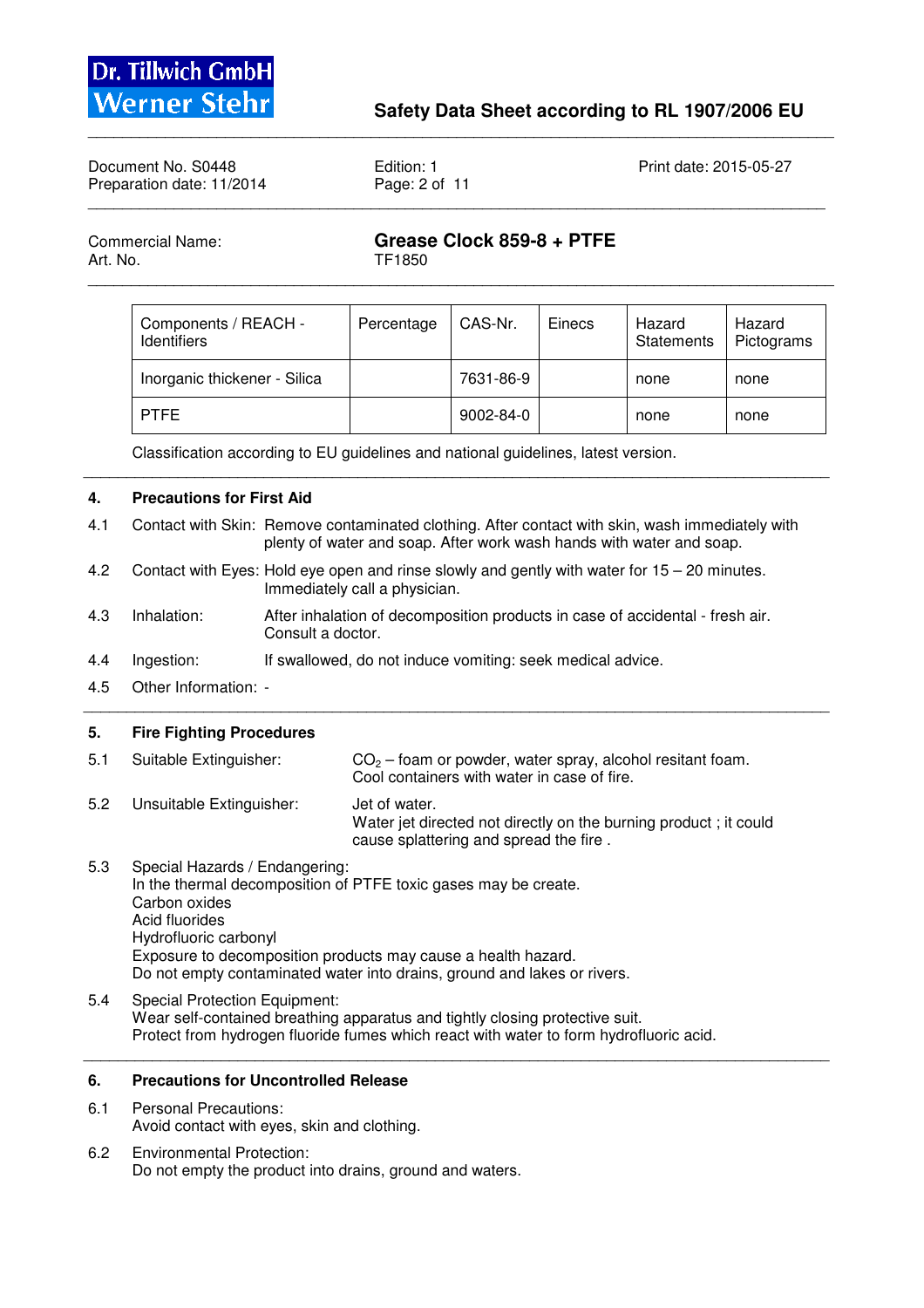Commercial Name: **Grease Clock 859-8 + PTFE**
Art. No. TF1850

| Components / REACH - Identifiers | Percentage | CAS-Nr. | Einecs | Hazard Statements | Hazard Pictograms |
|---|---|---|---|---|---|
| Inorganic thickener - Silica | | 7631-86-9 | | none | none |
| PTFE | | 9002-84-0 | | none | none |

Classification according to EU guidelines and national guidelines, latest version.

## 4. Precautions for First Aid

4.1 Contact with Skin: Remove contaminated clothing. After contact with skin, wash immediately with plenty of water and soap. After work wash hands with water and soap.

4.2 Contact with Eyes: Hold eye open and rinse slowly and gently with water for 15 – 20 minutes. Immediately call a physician.

4.3 Inhalation: After inhalation of decomposition products in case of accidental - fresh air. Consult a doctor.

4.4 Ingestion: If swallowed, do not induce vomiting: seek medical advice.

4.5 Other Information: -

## 5. Fire Fighting Procedures

5.1 Suitable Extinguisher: $CO_2$ – foam or powder, water spray, alcohol resitant foam. Cool containers with water in case of fire.

5.2 Unsuitable Extinguisher: Jet of water.
Water jet directed not directly on the burning product ; it could cause splattering and spread the fire .

5.3 Special Hazards / Endangering:
In the thermal decomposition of PTFE toxic gases may be create.
Carbon oxides
Acid fluorides
Hydrofluoric carbonyl
Exposure to decomposition products may cause a health hazard.
Do not empty contaminated water into drains, ground and lakes or rivers.

5.4 Special Protection Equipment:
Wear self-contained breathing apparatus and tightly closing protective suit.
Protect from hydrogen fluoride fumes which react with water to form hydrofluoric acid.

## 6. Precautions for Uncontrolled Release

6.1 Personal Precautions:
Avoid contact with eyes, skin and clothing.

6.2 Environmental Protection:
Do not empty the product into drains, ground and waters.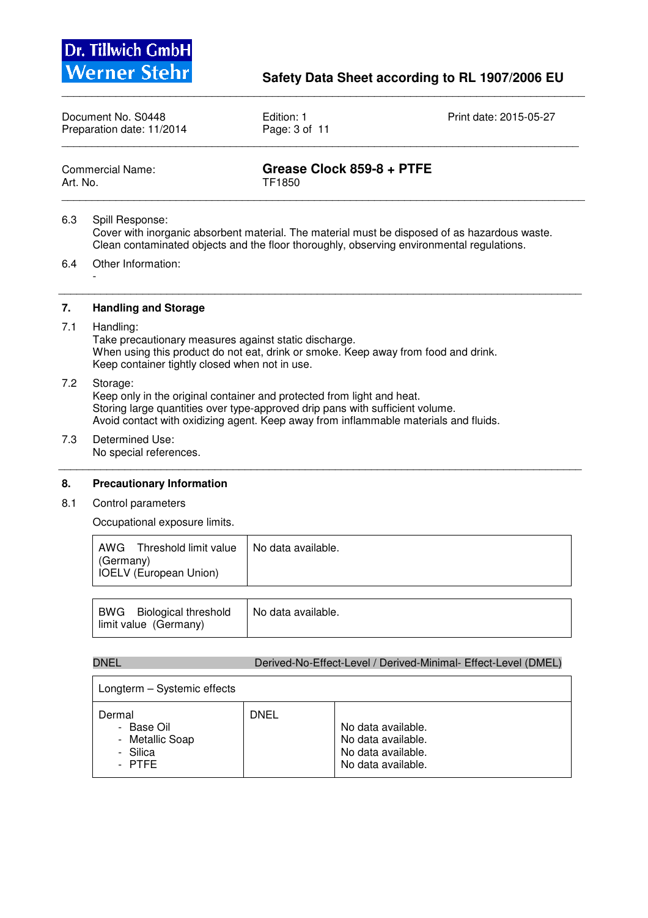6.3 Spill Response:
Cover with inorganic absorbent material. The material must be disposed of as hazardous waste. Clean contaminated objects and the floor thoroughly, observing environmental regulations.

6.4 Other Information:
-

## 7. Handling and Storage

7.1 Handling:
Take precautionary measures against static discharge.
When using this product do not eat, drink or smoke. Keep away from food and drink.
Keep container tightly closed when not in use.

7.2 Storage:
Keep only in the original container and protected from light and heat.
Storing large quantities over type-approved drip pans with sufficient volume.
Avoid contact with oxidizing agent. Keep away from inflammable materials and fluids.

7.3 Determined Use:
No special references.

## 8. Precautionary Information

8.1 Control parameters

Occupational exposure limits.

| | |
|---|---|
| AWG Threshold limit value (Germany)<br>IOELV (European Union) | No data available. |

| | |
|---|---|
| BWG Biological threshold limit value (Germany) | No data available. |

DNEL Derived-No-Effect-Level / Derived-Minimal- Effect-Level (DMEL)

| Longterm – Systemic effects | | |
|---|---|---|
| Dermal<br>- Base Oil<br>- Metallic Soap<br>- Silica<br>- PTFE | DNEL | <br>No data available.<br>No data available.<br>No data available.<br>No data available. |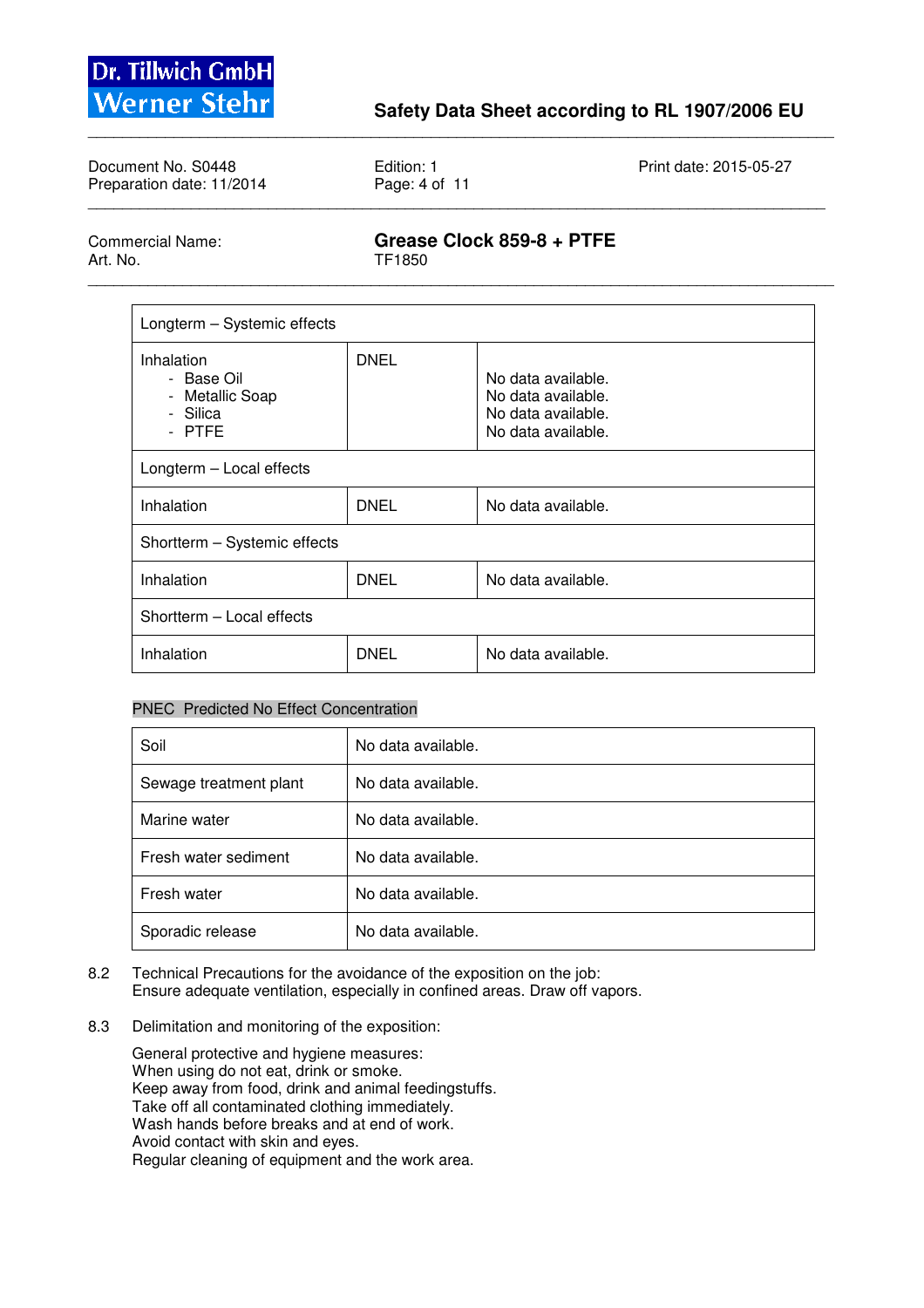| Longterm – Systemic effects | | |
|---|---|---|
| Inhalation<br>- Base Oil<br>- Metallic Soap<br>- Silica<br>- PTFE | DNEL | No data available.<br>No data available.<br>No data available.<br>No data available. |
| Longterm – Local effects | | |
| Inhalation | DNEL | No data available. |
| Shortterm – Systemic effects | | |
| Inhalation | DNEL | No data available. |
| Shortterm – Local effects | | |
| Inhalation | DNEL | No data available. |

PNEC Predicted No Effect Concentration

| | |
|---|---|
| Soil | No data available. |
| Sewage treatment plant | No data available. |
| Marine water | No data available. |
| Fresh water sediment | No data available. |
| Fresh water | No data available. |
| Sporadic release | No data available. |

8.2 Technical Precautions for the avoidance of the exposition on the job:
Ensure adequate ventilation, especially in confined areas. Draw off vapors.

8.3 Delimitation and monitoring of the exposition:

General protective and hygiene measures:
When using do not eat, drink or smoke.
Keep away from food, drink and animal feedingstuffs.
Take off all contaminated clothing immediately.
Wash hands before breaks and at end of work.
Avoid contact with skin and eyes.
Regular cleaning of equipment and the work area.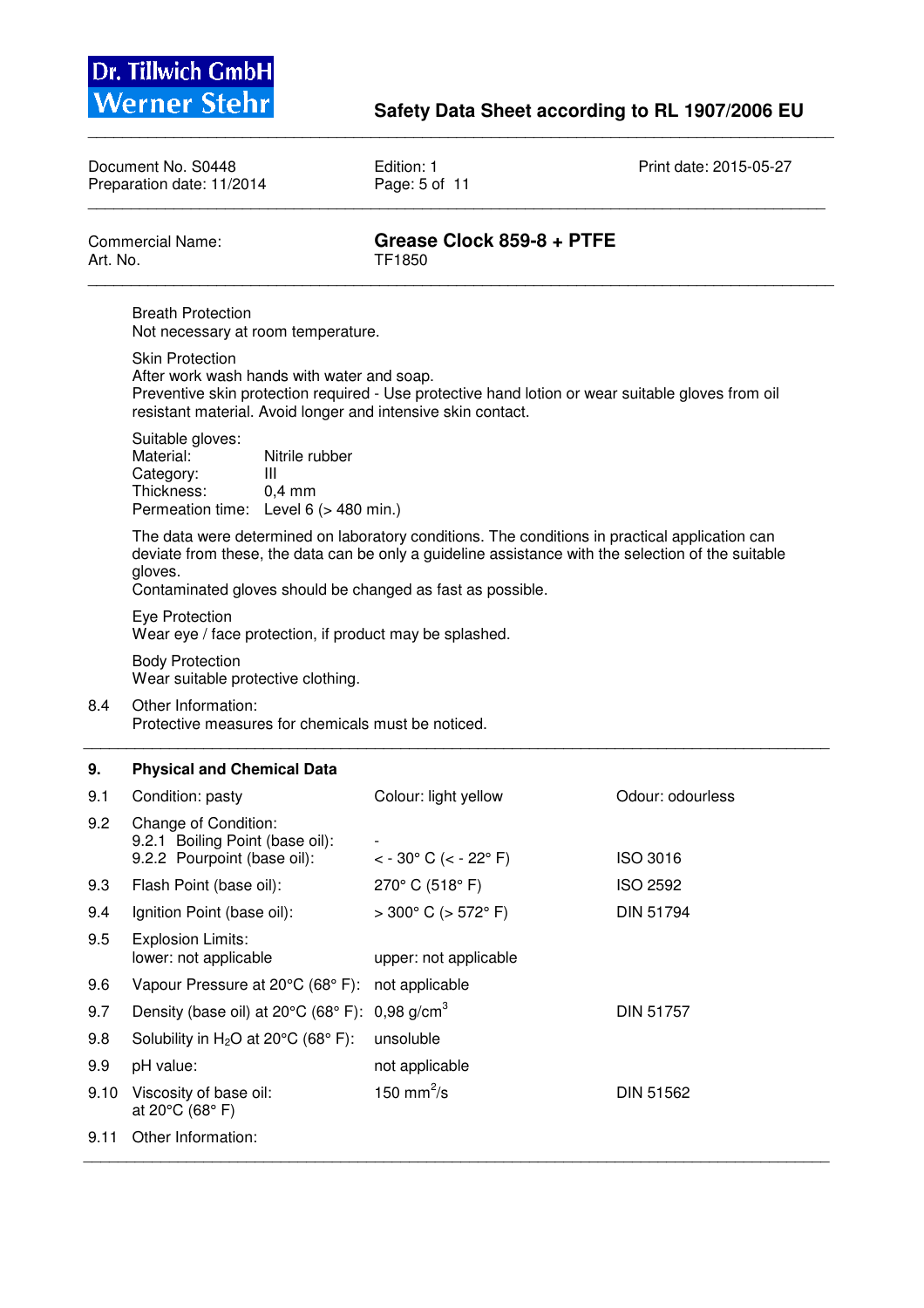Breath Protection
Not necessary at room temperature.

Skin Protection
After work wash hands with water and soap.
Preventive skin protection required - Use protective hand lotion or wear suitable gloves from oil resistant material. Avoid longer and intensive skin contact.

Suitable gloves:

| | |
|---|---|
| Material: | Nitrile rubber |
| Category: | III |
| Thickness: | 0,4 mm |
| Permeation time: | Level 6 (> 480 min.) |

The data were determined on laboratory conditions. The conditions in practical application can deviate from these, the data can be only a guideline assistance with the selection of the suitable gloves.
Contaminated gloves should be changed as fast as possible.

Eye Protection
Wear eye / face protection, if product may be splashed.

Body Protection
Wear suitable protective clothing.

8.4 Other Information:
Protective measures for chemicals must be noticed.

## 9. Physical and Chemical Data

| | | | |
|---|---|---|---|
| 9.1 | Condition: pasty | Colour: light yellow | Odour: odourless |
| 9.2 | Change of Condition: | | |
| | 9.2.1 Boiling Point (base oil): | - | |
| | 9.2.2 Pourpoint (base oil): | < - 30° C (< - 22° F) | ISO 3016 |
| 9.3 | Flash Point (base oil): | 270° C (518° F) | ISO 2592 |
| 9.4 | Ignition Point (base oil): | > 300° C (> 572° F) | DIN 51794 |
| 9.5 | Explosion Limits: | | |
| | lower: not applicable | upper: not applicable | |
| 9.6 | Vapour Pressure at 20°C (68° F): | not applicable | |
| 9.7 | Density (base oil) at 20°C (68° F): | 0,98 g/cm$^3$ | DIN 51757 |
| 9.8 | Solubility in $H_2O$ at 20°C (68° F): | unsoluble | |
| 9.9 | pH value: | not applicable | |
| 9.10 | Viscosity of base oil: at 20°C (68° F) | 150 mm$^2$/s | DIN 51562 |
| 9.11 | Other Information: | | |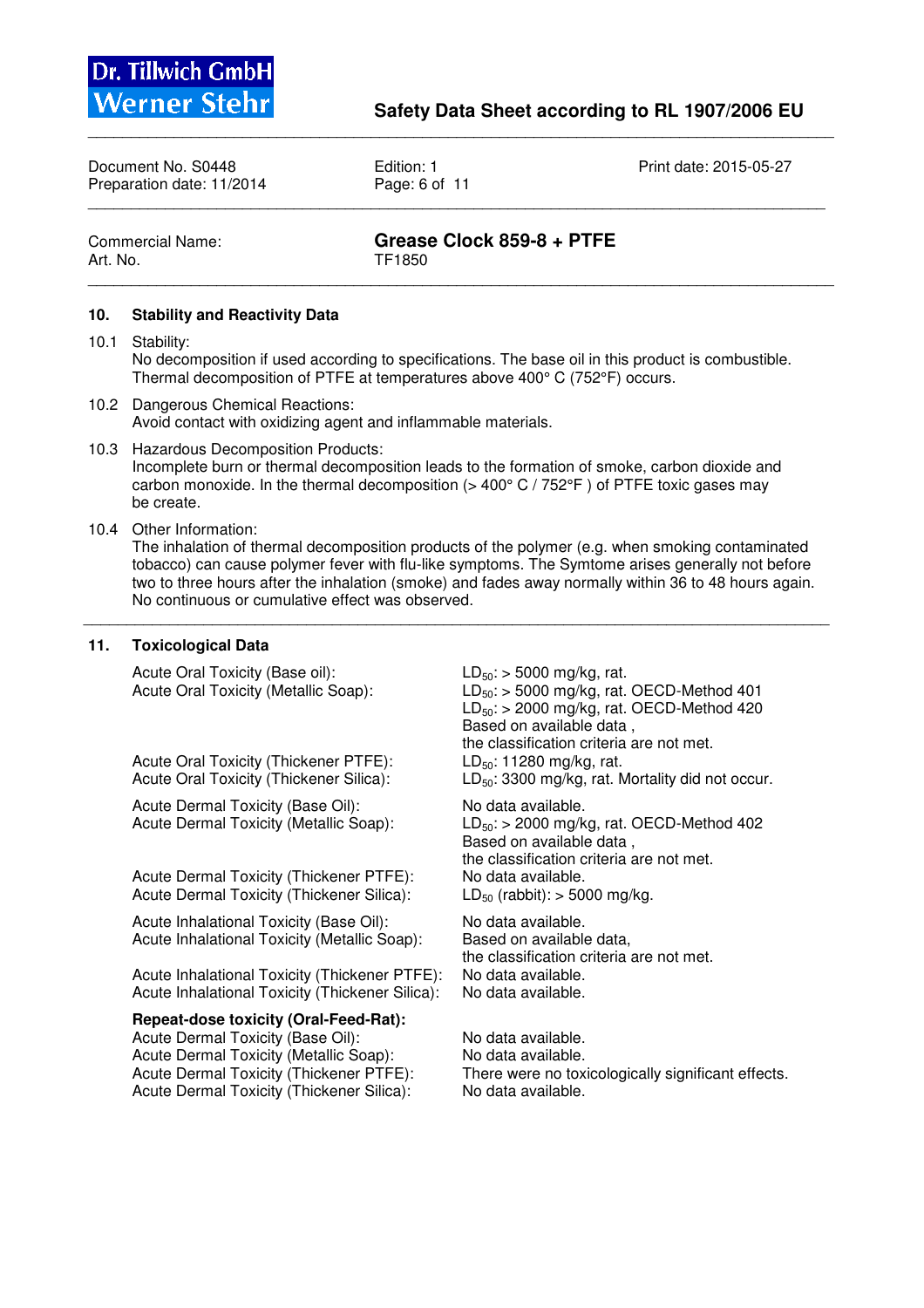Commercial Name: **Grease Clock 859-8 + PTFE**
Art. No. TF1850

## 10. Stability and Reactivity Data

10.1 Stability:
No decomposition if used according to specifications. The base oil in this product is combustible. Thermal decomposition of PTFE at temperatures above 400° C (752°F) occurs.

10.2 Dangerous Chemical Reactions:
Avoid contact with oxidizing agent and inflammable materials.

10.3 Hazardous Decomposition Products:
Incomplete burn or thermal decomposition leads to the formation of smoke, carbon dioxide and carbon monoxide. In the thermal decomposition (> 400° C / 752°F ) of PTFE toxic gases may be create.

10.4 Other Information:
The inhalation of thermal decomposition products of the polymer (e.g. when smoking contaminated tobacco) can cause polymer fever with flu-like symptoms. The Symtome arises generally not before two to three hours after the inhalation (smoke) and fades away normally within 36 to 48 hours again. No continuous or cumulative effect was observed.

## 11. Toxicological Data

| | |
|---|---|
| Acute Oral Toxicity (Base oil): | $LD_{50}$: > 5000 mg/kg, rat. |
| Acute Oral Toxicity (Metallic Soap): | $LD_{50}$: > 5000 mg/kg, rat. OECD-Method 401<br>$LD_{50}$: > 2000 mg/kg, rat. OECD-Method 420<br>Based on available data ,<br>the classification criteria are not met. |
| Acute Oral Toxicity (Thickener PTFE): | $LD_{50}$: 11280 mg/kg, rat. |
| Acute Oral Toxicity (Thickener Silica): | $LD_{50}$: 3300 mg/kg, rat. Mortality did not occur. |
| Acute Dermal Toxicity (Base Oil): | No data available. |
| Acute Dermal Toxicity (Metallic Soap): | $LD_{50}$: > 2000 mg/kg, rat. OECD-Method 402<br>Based on available data ,<br>the classification criteria are not met. |
| Acute Dermal Toxicity (Thickener PTFE): | No data available. |
| Acute Dermal Toxicity (Thickener Silica): | $LD_{50}$ (rabbit): > 5000 mg/kg. |
| Acute Inhalational Toxicity (Base Oil): | No data available. |
| Acute Inhalational Toxicity (Metallic Soap): | Based on available data,<br>the classification criteria are not met. |
| Acute Inhalational Toxicity (Thickener PTFE): | No data available. |
| Acute Inhalational Toxicity (Thickener Silica): | No data available. |

**Repeat-dose toxicity (Oral-Feed-Rat):**

| | |
|---|---|
| Acute Dermal Toxicity (Base Oil): | No data available. |
| Acute Dermal Toxicity (Metallic Soap): | No data available. |
| Acute Dermal Toxicity (Thickener PTFE): | There were no toxicologically significant effects. |
| Acute Dermal Toxicity (Thickener Silica): | No data available. |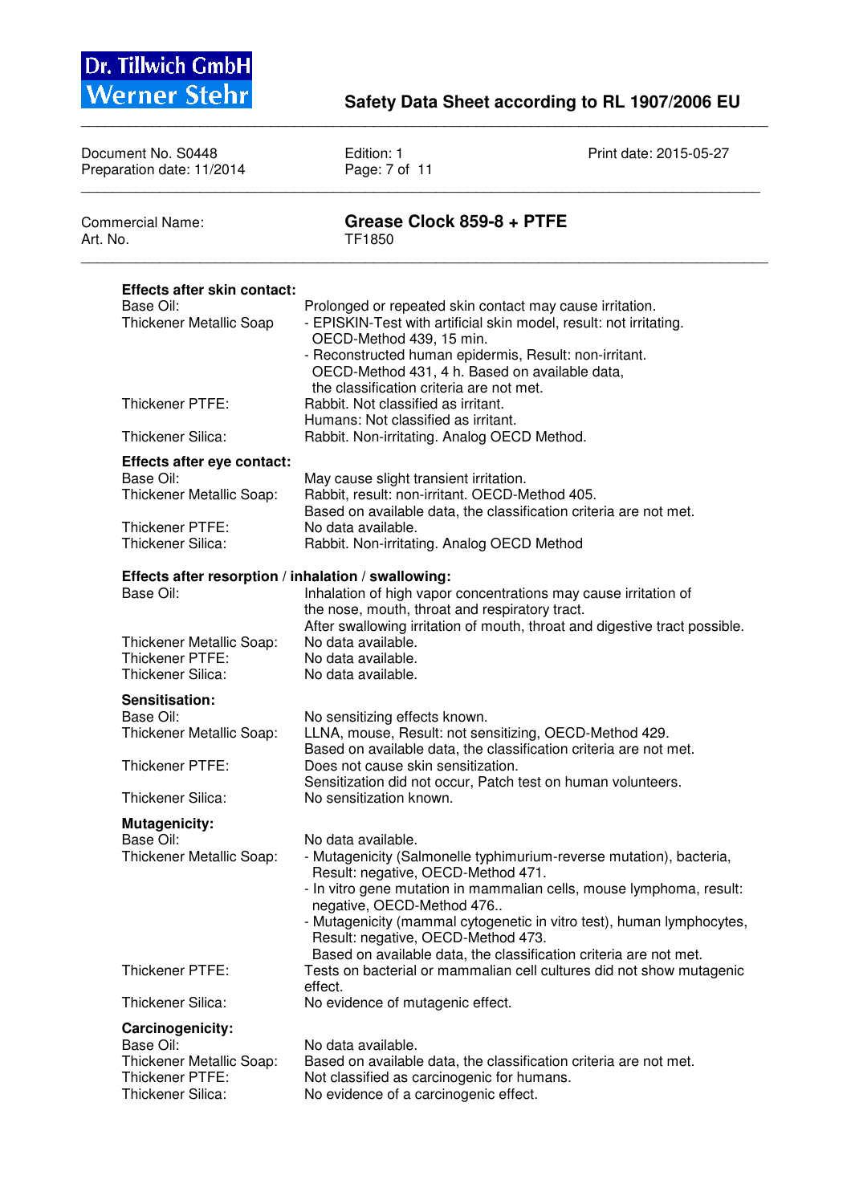**Effects after skin contact:**

| | |
|---|---|
| Base Oil: | Prolonged or repeated skin contact may cause irritation. |
| Thickener Metallic Soap | - EPISKIN-Test with artificial skin model, result: not irritating. OECD-Method 439, 15 min.<br>- Reconstructed human epidermis, Result: non-irritant. OECD-Method 431, 4 h. Based on available data, the classification criteria are not met. |
| Thickener PTFE: | Rabbit. Not classified as irritant.<br>Humans: Not classified as irritant. |
| Thickener Silica: | Rabbit. Non-irritating. Analog OECD Method. |

**Effects after eye contact:**

| | |
|---|---|
| Base Oil: | May cause slight transient irritation. |
| Thickener Metallic Soap: | Rabbit, result: non-irritant. OECD-Method 405.<br>Based on available data, the classification criteria are not met. |
| Thickener PTFE: | No data available. |
| Thickener Silica: | Rabbit. Non-irritating. Analog OECD Method |

**Effects after resorption / inhalation / swallowing:**

| | |
|---|---|
| Base Oil: | Inhalation of high vapor concentrations may cause irritation of the nose, mouth, throat and respiratory tract.<br>After swallowing irritation of mouth, throat and digestive tract possible. |
| Thickener Metallic Soap: | No data available. |
| Thickener PTFE: | No data available. |
| Thickener Silica: | No data available. |

**Sensitisation:**

| | |
|---|---|
| Base Oil: | No sensitizing effects known. |
| Thickener Metallic Soap: | LLNA, mouse, Result: not sensitizing, OECD-Method 429.<br>Based on available data, the classification criteria are not met. |
| Thickener PTFE: | Does not cause skin sensitization.<br>Sensitization did not occur, Patch test on human volunteers. |
| Thickener Silica: | No sensitization known. |

**Mutagenicity:**

| | |
|---|---|
| Base Oil: | No data available. |
| Thickener Metallic Soap: | - Mutagenicity (Salmonelle typhimurium-reverse mutation), bacteria, Result: negative, OECD-Method 471.<br>- In vitro gene mutation in mammalian cells, mouse lymphoma, result: negative, OECD-Method 476..<br>- Mutagenicity (mammal cytogenetic in vitro test), human lymphocytes, Result: negative, OECD-Method 473.<br>Based on available data, the classification criteria are not met. |
| Thickener PTFE: | Tests on bacterial or mammalian cell cultures did not show mutagenic effect. |
| Thickener Silica: | No evidence of mutagenic effect. |

**Carcinogenicity:**

| | |
|---|---|
| Base Oil: | No data available. |
| Thickener Metallic Soap: | Based on available data, the classification criteria are not met. |
| Thickener PTFE: | Not classified as carcinogenic for humans. |
| Thickener Silica: | No evidence of a carcinogenic effect. |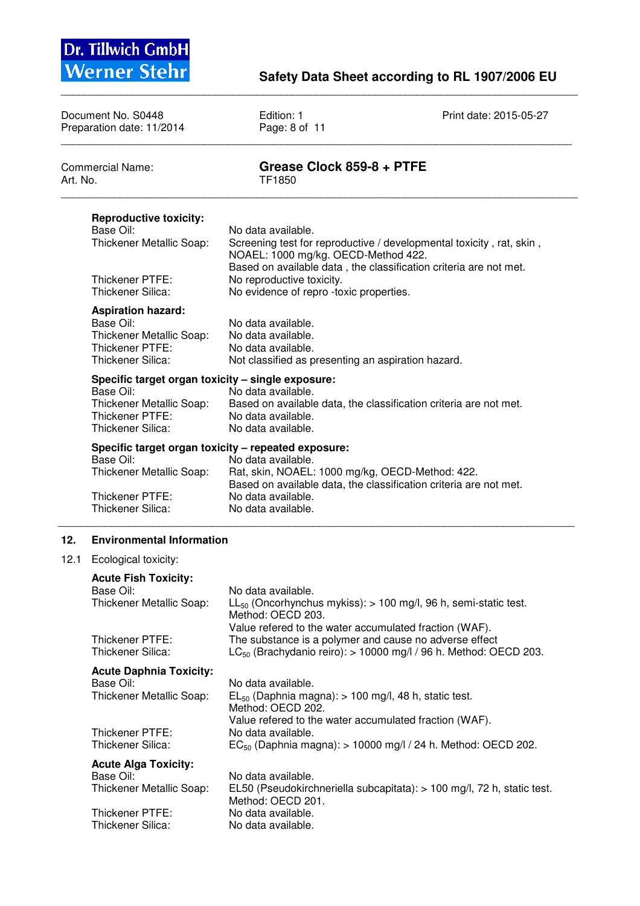**Reproductive toxicity:**

| | |
|---|---|
| Base Oil: | No data available. |
| Thickener Metallic Soap: | Screening test for reproductive / developmental toxicity , rat, skin , NOAEL: 1000 mg/kg. OECD-Method 422. Based on available data , the classification criteria are not met. |
| Thickener PTFE: | No reproductive toxicity. |
| Thickener Silica: | No evidence of repro -toxic properties. |

**Aspiration hazard:**

| | |
|---|---|
| Base Oil: | No data available. |
| Thickener Metallic Soap: | No data available. |
| Thickener PTFE: | No data available. |
| Thickener Silica: | Not classified as presenting an aspiration hazard. |

**Specific target organ toxicity – single exposure:**

| | |
|---|---|
| Base Oil: | No data available. |
| Thickener Metallic Soap: | Based on available data, the classification criteria are not met. |
| Thickener PTFE: | No data available. |
| Thickener Silica: | No data available. |

**Specific target organ toxicity – repeated exposure:**

| | |
|---|---|
| Base Oil: | No data available. |
| Thickener Metallic Soap: | Rat, skin, NOAEL: 1000 mg/kg, OECD-Method: 422. Based on available data, the classification criteria are not met. |
| Thickener PTFE: | No data available. |
| Thickener Silica: | No data available. |

## 12. Environmental Information

12.1 Ecological toxicity:

**Acute Fish Toxicity:**

| | |
|---|---|
| Base Oil: | No data available. |
| Thickener Metallic Soap: | $LL_{50}$ (Oncorhynchus mykiss): > 100 mg/l, 96 h, semi-static test. Method: OECD 203. Value refered to the water accumulated fraction (WAF). |
| Thickener PTFE: | The substance is a polymer and cause no adverse effect |
| Thickener Silica: | $LC_{50}$ (Brachydanio reiro): > 10000 mg/l / 96 h. Method: OECD 203. |

**Acute Daphnia Toxicity:**

| | |
|---|---|
| Base Oil: | No data available. |
| Thickener Metallic Soap: | $EL_{50}$ (Daphnia magna): > 100 mg/l, 48 h, static test. Method: OECD 202. Value refered to the water accumulated fraction (WAF). |
| Thickener PTFE: | No data available. |
| Thickener Silica: | $EC_{50}$ (Daphnia magna): > 10000 mg/l / 24 h. Method: OECD 202. |

**Acute Alga Toxicity:**

| | |
|---|---|
| Base Oil: | No data available. |
| Thickener Metallic Soap: | EL50 (Pseudokirchneriella subcapitata): > 100 mg/l, 72 h, static test. Method: OECD 201. |
| Thickener PTFE: | No data available. |
| Thickener Silica: | No data available. |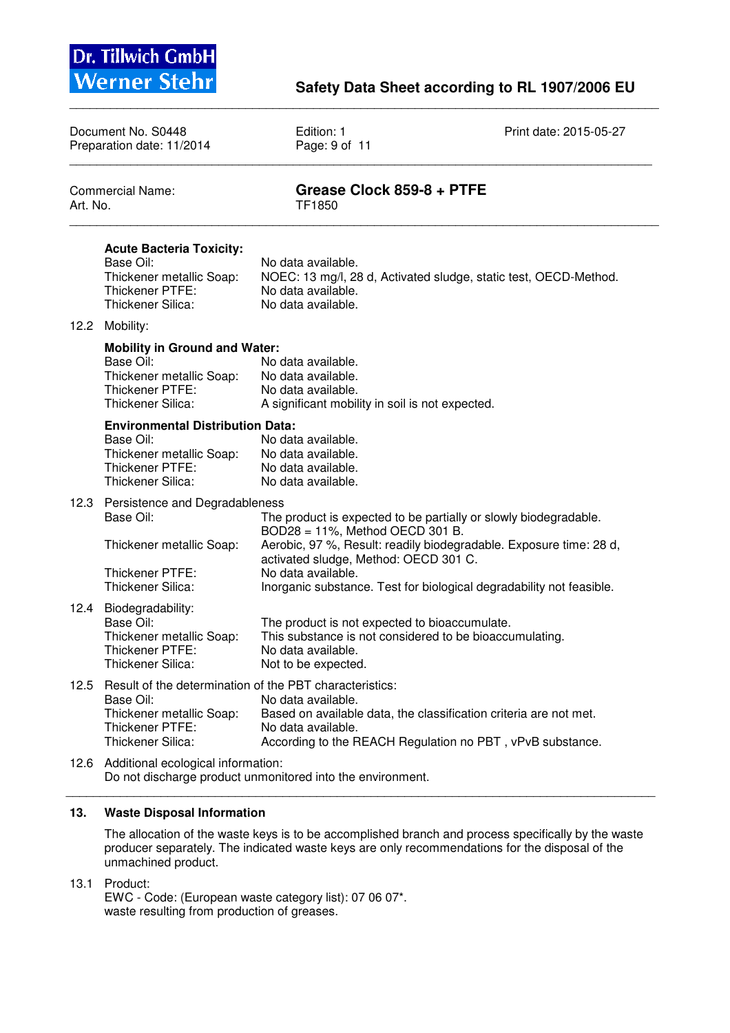**Acute Bacteria Toxicity:**

| | |
|---|---|
| Base Oil: | No data available. |
| Thickener metallic Soap: | NOEC: 13 mg/l, 28 d, Activated sludge, static test, OECD-Method. |
| Thickener PTFE: | No data available. |
| Thickener Silica: | No data available. |

12.2 Mobility:

**Mobility in Ground and Water:**

| | |
|---|---|
| Base Oil: | No data available. |
| Thickener metallic Soap: | No data available. |
| Thickener PTFE: | No data available. |
| Thickener Silica: | A significant mobility in soil is not expected. |

**Environmental Distribution Data:**

| | |
|---|---|
| Base Oil: | No data available. |
| Thickener metallic Soap: | No data available. |
| Thickener PTFE: | No data available. |
| Thickener Silica: | No data available. |

12.3 Persistence and Degradableness

| | |
|---|---|
| Base Oil: | The product is expected to be partially or slowly biodegradable. BOD28 = 11%, Method OECD 301 B. |
| Thickener metallic Soap: | Aerobic, 97 %, Result: readily biodegradable. Exposure time: 28 d, activated sludge, Method: OECD 301 C. |
| Thickener PTFE: | No data available. |
| Thickener Silica: | Inorganic substance. Test for biological degradability not feasible. |

12.4 Biodegradability:

| | |
|---|---|
| Base Oil: | The product is not expected to bioaccumulate. |
| Thickener metallic Soap: | This substance is not considered to be bioaccumulating. |
| Thickener PTFE: | No data available. |
| Thickener Silica: | Not to be expected. |

12.5 Result of the determination of the PBT characteristics:

| | |
|---|---|
| Base Oil: | No data available. |
| Thickener metallic Soap: | Based on available data, the classification criteria are not met. |
| Thickener PTFE: | No data available. |
| Thickener Silica: | According to the REACH Regulation no PBT , vPvB substance. |

12.6 Additional ecological information:
Do not discharge product unmonitored into the environment.

## 13. Waste Disposal Information

The allocation of the waste keys is to be accomplished branch and process specifically by the waste producer separately. The indicated waste keys are only recommendations for the disposal of the unmachined product.

13.1 Product:
EWC - Code: (European waste category list): 07 06 07*.
waste resulting from production of greases.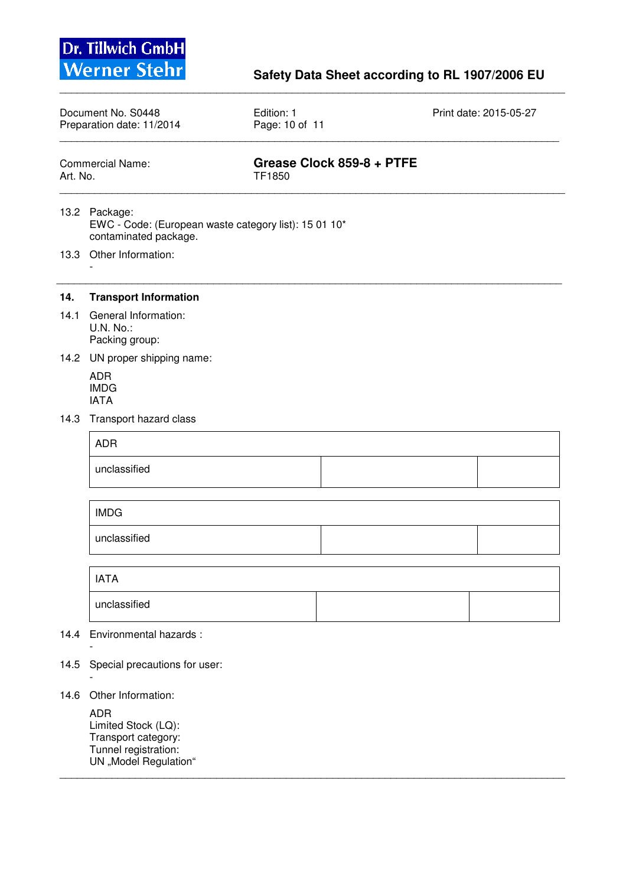13.2 Package:
EWC - Code: (European waste category list): 15 01 10*
contaminated package.

13.3 Other Information:
-

## 14. Transport Information

14.1 General Information:
U.N. No.:
Packing group:

14.2 UN proper shipping name:

ADR
IMDG
IATA

14.3 Transport hazard class

| ADR | | |
|---|---|---|
| unclassified | | |

| IMDG | | |
|---|---|---|
| unclassified | | |

| IATA | | |
|---|---|---|
| unclassified | | |

14.4 Environmental hazards :
-

14.5 Special precautions for user:
-

14.6 Other Information:

ADR
Limited Stock (LQ):
Transport category:
Tunnel registration:
UN „Model Regulation"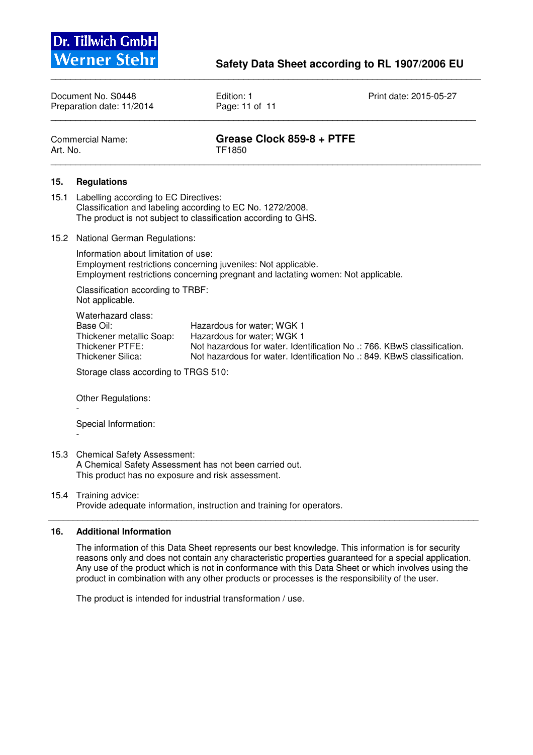## 15. Regulations

15.1 Labelling according to EC Directives:
Classification and labeling according to EC No. 1272/2008.
The product is not subject to classification according to GHS.

15.2 National German Regulations:

Information about limitation of use:
Employment restrictions concerning juveniles: Not applicable.
Employment restrictions concerning pregnant and lactating women: Not applicable.

Classification according to TRBF:
Not applicable.

Waterhazard class:

| | |
|---|---|
| Base Oil: | Hazardous for water; WGK 1 |
| Thickener metallic Soap: | Hazardous for water; WGK 1 |
| Thickener PTFE: | Not hazardous for water. Identification No .: 766. KBwS classification. |
| Thickener Silica: | Not hazardous for water. Identification No .: 849. KBwS classification. |

Storage class according to TRGS 510:

Other Regulations:
-

Special Information:
-

15.3 Chemical Safety Assessment:
A Chemical Safety Assessment has not been carried out.
This product has no exposure and risk assessment.

15.4 Training advice:
Provide adequate information, instruction and training for operators.

## 16. Additional Information

The information of this Data Sheet represents our best knowledge. This information is for security reasons only and does not contain any characteristic properties guaranteed for a special application. Any use of the product which is not in conformance with this Data Sheet or which involves using the product in combination with any other products or processes is the responsibility of the user.

The product is intended for industrial transformation / use.